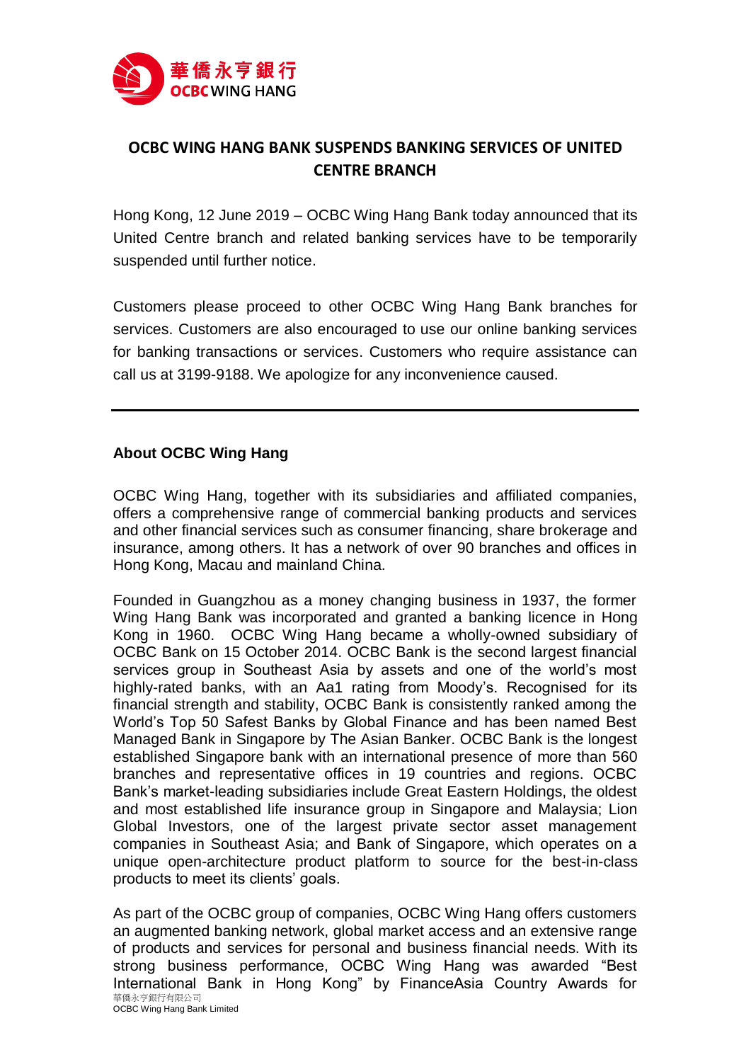# OCBC WING HANG BANK SUSPENDS BANKING SERVICES OF UNITED CENTRE BRANCH

Hong Kong, 12 June 2019 – OCBC Wing Hang Bank today announced that its United Centre branch and related banking services have to be temporarily suspended until further notice.

Customers please proceed to other OCBC Wing Hang Bank branches for services. Customers are also encouraged to use our online banking services for banking transactions or services. Customers who require assistance can call us at 3199-9188. We apologize for any inconvenience caused.

---

## About OCBC Wing Hang

OCBC Wing Hang, together with its subsidiaries and affiliated companies, offers a comprehensive range of commercial banking products and services and other financial services such as consumer financing, share brokerage and insurance, among others. It has a network of over 90 branches and offices in Hong Kong, Macau and mainland China.

Founded in Guangzhou as a money changing business in 1937, the former Wing Hang Bank was incorporated and granted a banking licence in Hong Kong in 1960. OCBC Wing Hang became a wholly-owned subsidiary of OCBC Bank on 15 October 2014. OCBC Bank is the second largest financial services group in Southeast Asia by assets and one of the world's most highly-rated banks, with an Aa1 rating from Moody's. Recognised for its financial strength and stability, OCBC Bank is consistently ranked among the World's Top 50 Safest Banks by Global Finance and has been named Best Managed Bank in Singapore by The Asian Banker. OCBC Bank is the longest established Singapore bank with an international presence of more than 560 branches and representative offices in 19 countries and regions. OCBC Bank's market-leading subsidiaries include Great Eastern Holdings, the oldest and most established life insurance group in Singapore and Malaysia; Lion Global Investors, one of the largest private sector asset management companies in Southeast Asia; and Bank of Singapore, which operates on a unique open-architecture product platform to source for the best-in-class products to meet its clients' goals.

As part of the OCBC group of companies, OCBC Wing Hang offers customers an augmented banking network, global market access and an extensive range of products and services for personal and business financial needs. With its strong business performance, OCBC Wing Hang was awarded "Best International Bank in Hong Kong" by FinanceAsia Country Awards for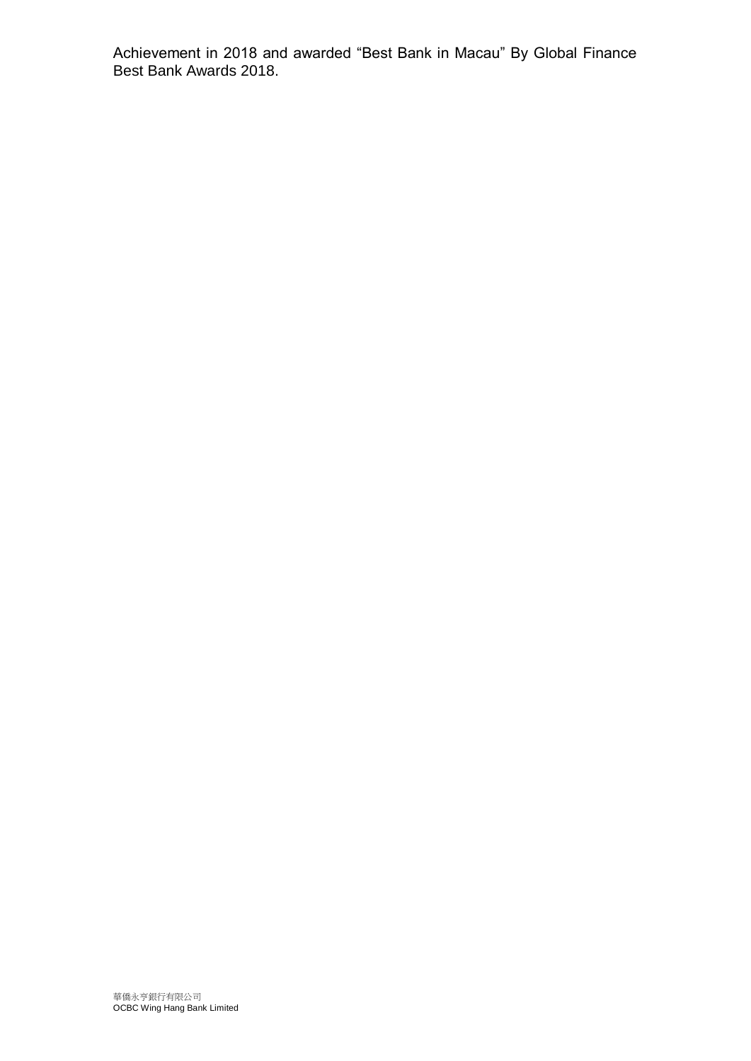Achievement in 2018 and awarded "Best Bank in Macau" By Global Finance Best Bank Awards 2018.